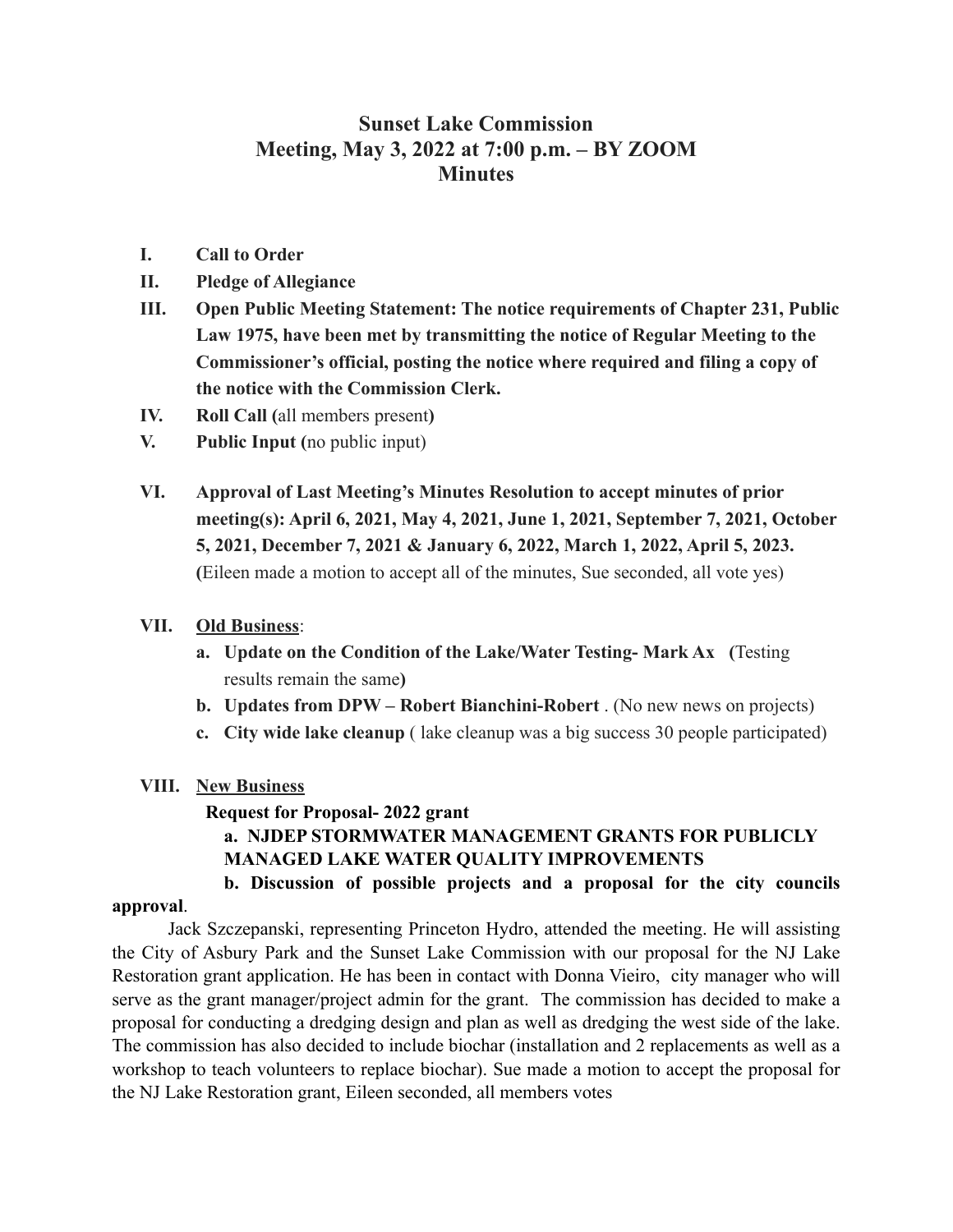# Sunset Lake Commission
## Meeting, May 3, 2022 at 7:00 p.m. – BY ZOOM
## Minutes

I. **Call to Order**

II. **Pledge of Allegiance**

III. **Open Public Meeting Statement: The notice requirements of Chapter 231, Public Law 1975, have been met by transmitting the notice of Regular Meeting to the Commissioner's official, posting the notice where required and filing a copy of the notice with the Commission Clerk.**

IV. **Roll Call (**all members present**)**

V. **Public Input (**no public input)

VI. **Approval of Last Meeting's Minutes Resolution to accept minutes of prior meeting(s): April 6, 2021, May 4, 2021, June 1, 2021, September 7, 2021, October 5, 2021, December 7, 2021 & January 6, 2022, March 1, 2022, April 5, 2023.** **(**Eileen made a motion to accept all of the minutes, Sue seconded, all vote yes)

VII. **Old Business**:

   a. **Update on the Condition of the Lake/Water Testing- Mark Ax (**Testing results remain the same**)**

   b. **Updates from DPW – Robert Bianchini-Robert** . (No new news on projects)

   c. **City wide lake cleanup** ( lake cleanup was a big success 30 people participated)

VIII. **New Business**

**Request for Proposal- 2022 grant**

   a. **NJDEP STORMWATER MANAGEMENT GRANTS FOR PUBLICLY MANAGED LAKE WATER QUALITY IMPROVEMENTS**

   b. **Discussion of possible projects and a proposal for the city councils approval**.

Jack Szczepanski, representing Princeton Hydro, attended the meeting. He will assisting the City of Asbury Park and the Sunset Lake Commission with our proposal for the NJ Lake Restoration grant application. He has been in contact with Donna Vieiro, city manager who will serve as the grant manager/project admin for the grant. The commission has decided to make a proposal for conducting a dredging design and plan as well as dredging the west side of the lake. The commission has also decided to include biochar (installation and 2 replacements as well as a workshop to teach volunteers to replace biochar). Sue made a motion to accept the proposal for the NJ Lake Restoration grant, Eileen seconded, all members votes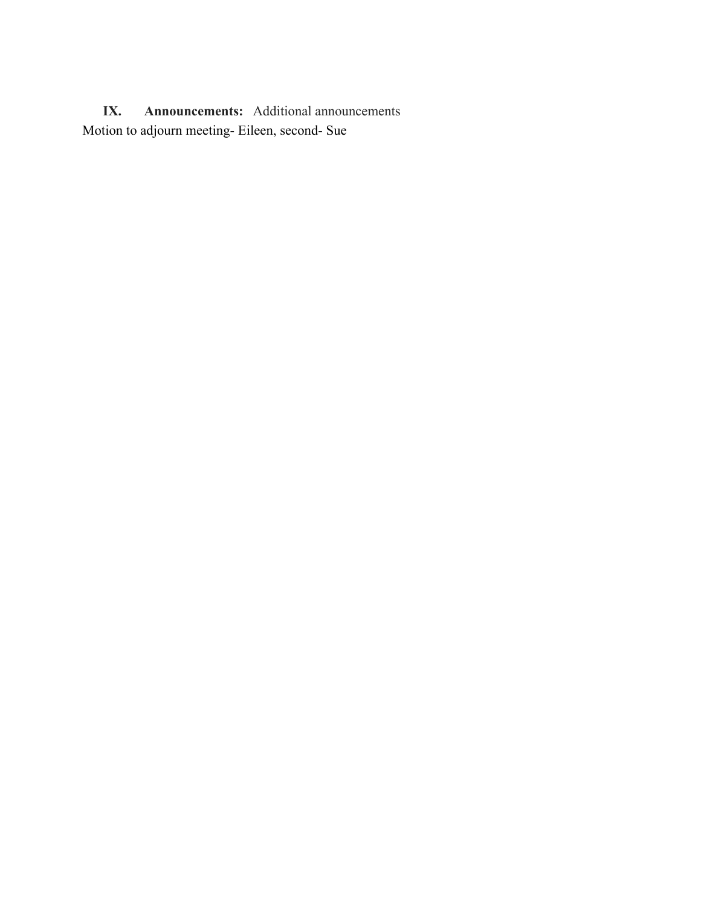**IX. Announcements:** Additional announcements

Motion to adjourn meeting- Eileen, second- Sue